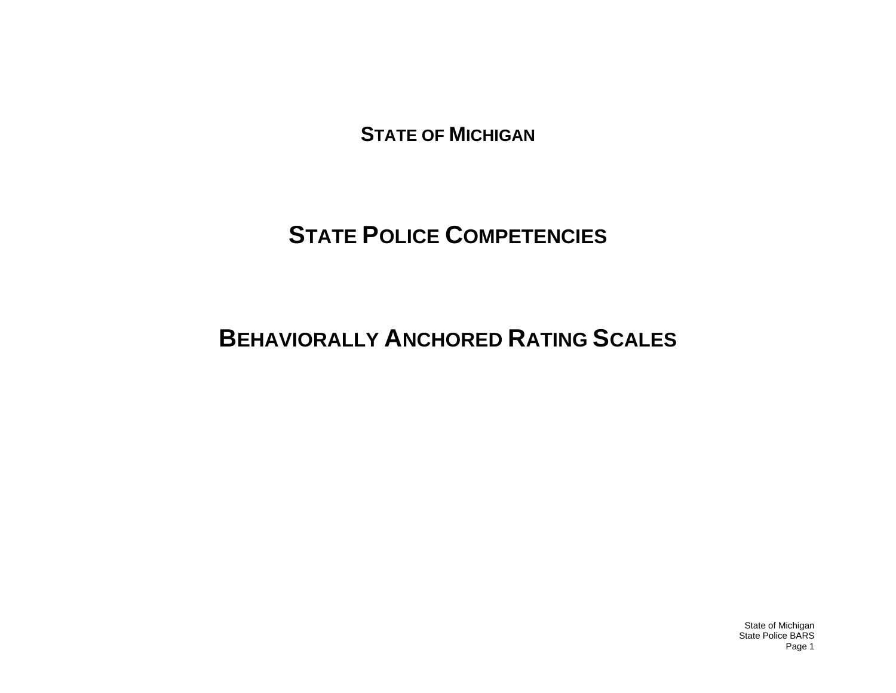# STATE OF MICHIGAN

# STATE POLICE COMPETENCIES

# BEHAVIORALLY ANCHORED RATING SCALES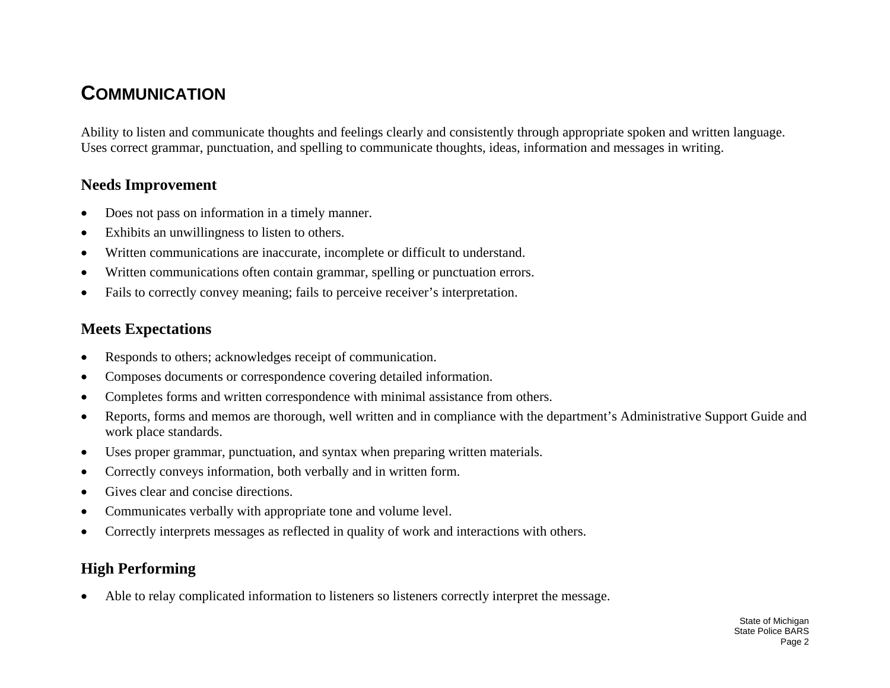## COMMUNICATION

Ability to listen and communicate thoughts and feelings clearly and consistently through appropriate spoken and written language. Uses correct grammar, punctuation, and spelling to communicate thoughts, ideas, information and messages in writing.

### Needs Improvement

- Does not pass on information in a timely manner.
- Exhibits an unwillingness to listen to others.
- Written communications are inaccurate, incomplete or difficult to understand.
- Written communications often contain grammar, spelling or punctuation errors.
- Fails to correctly convey meaning; fails to perceive receiver’s interpretation.

### Meets Expectations

- Responds to others; acknowledges receipt of communication.
- Composes documents or correspondence covering detailed information.
- Completes forms and written correspondence with minimal assistance from others.
- Reports, forms and memos are thorough, well written and in compliance with the department’s Administrative Support Guide and work place standards.
- Uses proper grammar, punctuation, and syntax when preparing written materials.
- Correctly conveys information, both verbally and in written form.
- Gives clear and concise directions.
- Communicates verbally with appropriate tone and volume level.
- Correctly interprets messages as reflected in quality of work and interactions with others.

### High Performing

- Able to relay complicated information to listeners so listeners correctly interpret the message.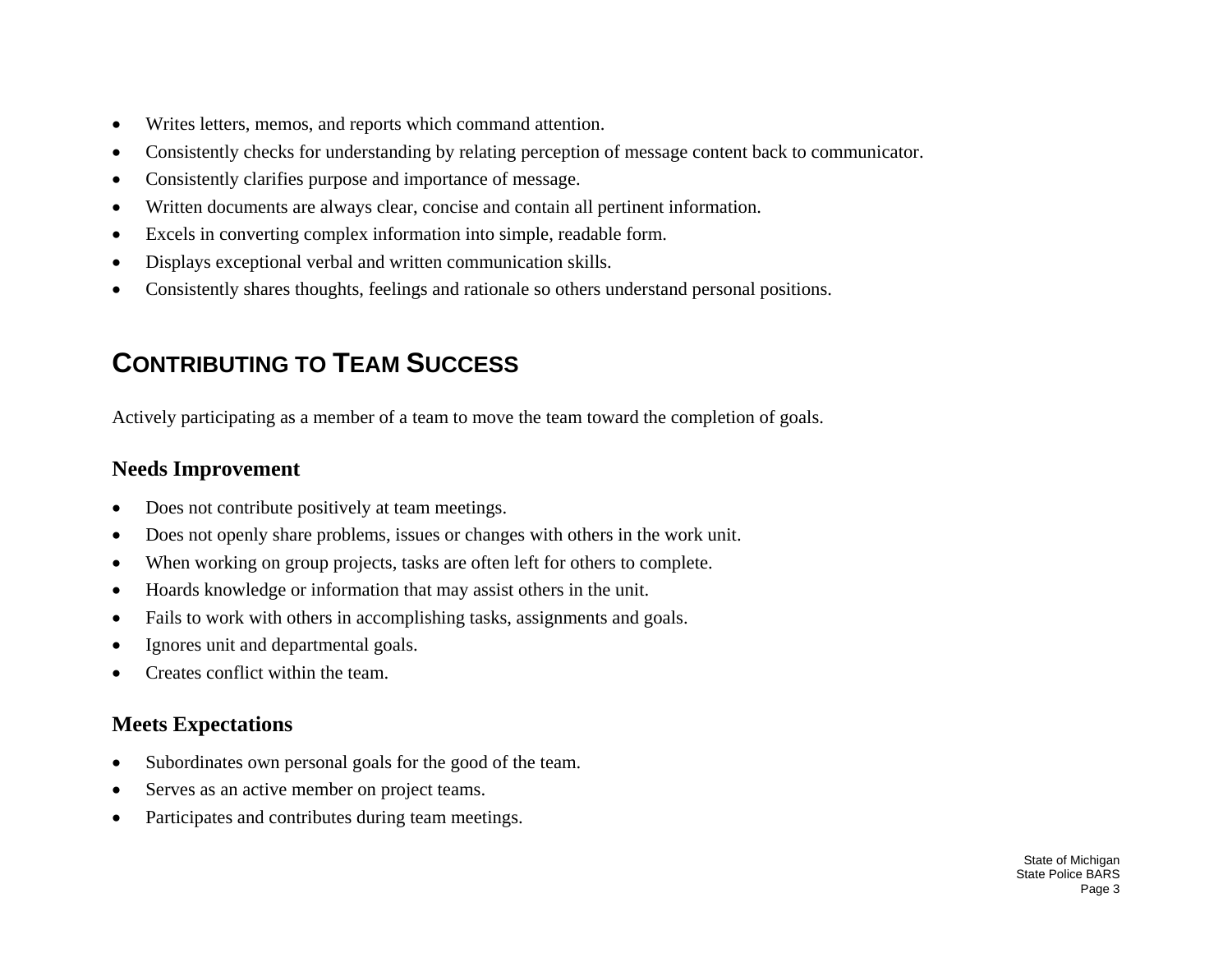- Writes letters, memos, and reports which command attention.
- Consistently checks for understanding by relating perception of message content back to communicator.
- Consistently clarifies purpose and importance of message.
- Written documents are always clear, concise and contain all pertinent information.
- Excels in converting complex information into simple, readable form.
- Displays exceptional verbal and written communication skills.
- Consistently shares thoughts, feelings and rationale so others understand personal positions.

## CONTRIBUTING TO TEAM SUCCESS

Actively participating as a member of a team to move the team toward the completion of goals.

### Needs Improvement

- Does not contribute positively at team meetings.
- Does not openly share problems, issues or changes with others in the work unit.
- When working on group projects, tasks are often left for others to complete.
- Hoards knowledge or information that may assist others in the unit.
- Fails to work with others in accomplishing tasks, assignments and goals.
- Ignores unit and departmental goals.
- Creates conflict within the team.

### Meets Expectations

- Subordinates own personal goals for the good of the team.
- Serves as an active member on project teams.
- Participates and contributes during team meetings.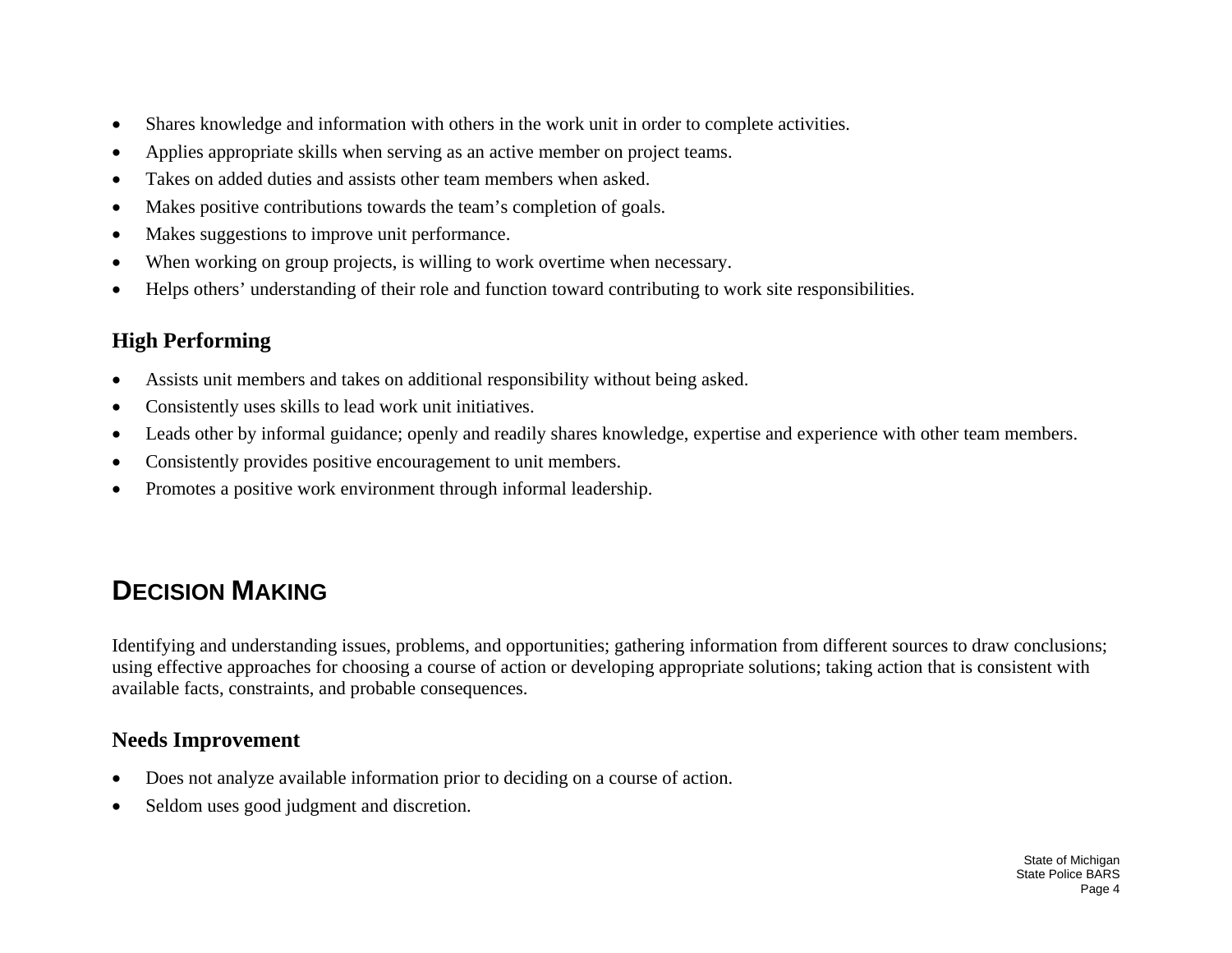- Shares knowledge and information with others in the work unit in order to complete activities.
- Applies appropriate skills when serving as an active member on project teams.
- Takes on added duties and assists other team members when asked.
- Makes positive contributions towards the team's completion of goals.
- Makes suggestions to improve unit performance.
- When working on group projects, is willing to work overtime when necessary.
- Helps others' understanding of their role and function toward contributing to work site responsibilities.

### High Performing

- Assists unit members and takes on additional responsibility without being asked.
- Consistently uses skills to lead work unit initiatives.
- Leads other by informal guidance; openly and readily shares knowledge, expertise and experience with other team members.
- Consistently provides positive encouragement to unit members.
- Promotes a positive work environment through informal leadership.

## DECISION MAKING

Identifying and understanding issues, problems, and opportunities; gathering information from different sources to draw conclusions; using effective approaches for choosing a course of action or developing appropriate solutions; taking action that is consistent with available facts, constraints, and probable consequences.

### Needs Improvement

- Does not analyze available information prior to deciding on a course of action.
- Seldom uses good judgment and discretion.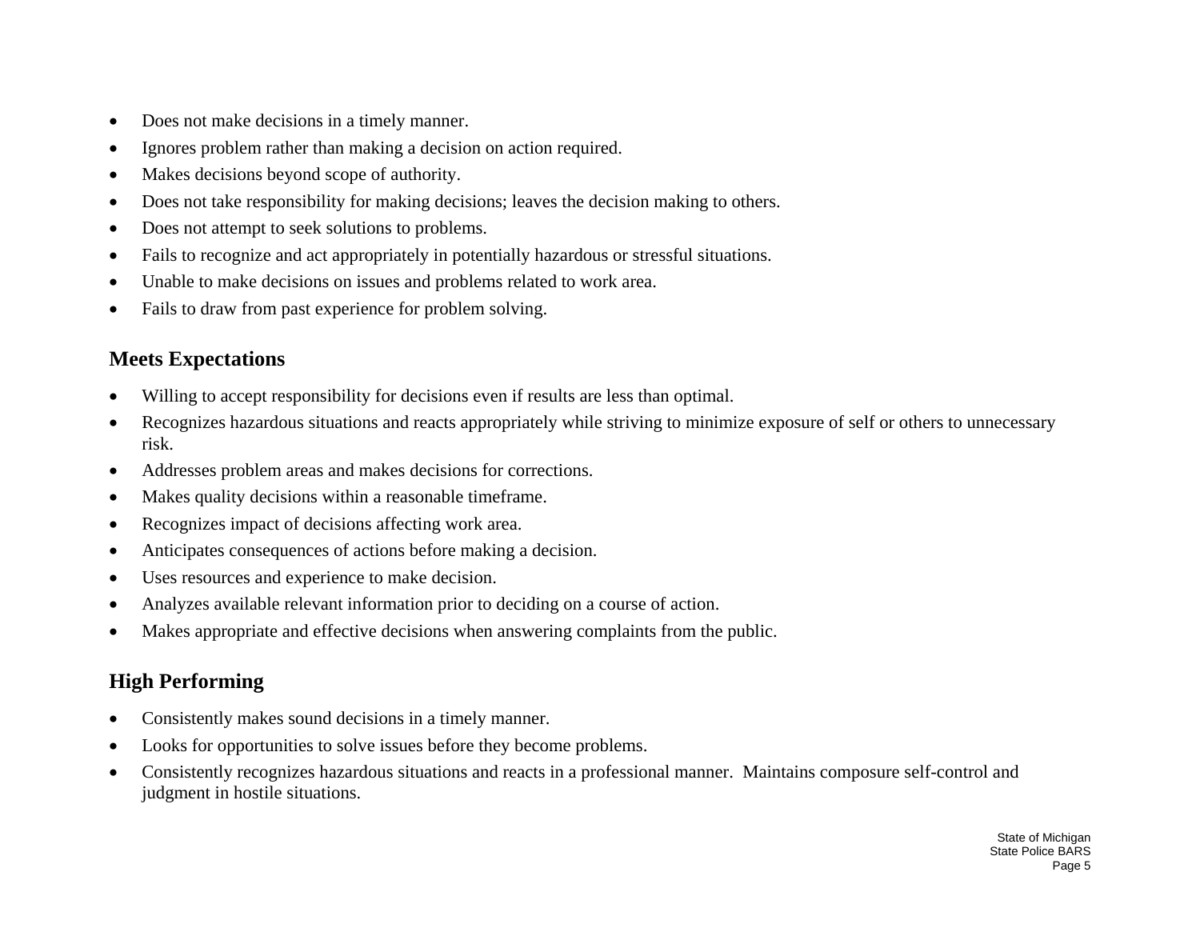- Does not make decisions in a timely manner.
- Ignores problem rather than making a decision on action required.
- Makes decisions beyond scope of authority.
- Does not take responsibility for making decisions; leaves the decision making to others.
- Does not attempt to seek solutions to problems.
- Fails to recognize and act appropriately in potentially hazardous or stressful situations.
- Unable to make decisions on issues and problems related to work area.
- Fails to draw from past experience for problem solving.

## Meets Expectations

- Willing to accept responsibility for decisions even if results are less than optimal.
- Recognizes hazardous situations and reacts appropriately while striving to minimize exposure of self or others to unnecessary risk.
- Addresses problem areas and makes decisions for corrections.
- Makes quality decisions within a reasonable timeframe.
- Recognizes impact of decisions affecting work area.
- Anticipates consequences of actions before making a decision.
- Uses resources and experience to make decision.
- Analyzes available relevant information prior to deciding on a course of action.
- Makes appropriate and effective decisions when answering complaints from the public.

## High Performing

- Consistently makes sound decisions in a timely manner.
- Looks for opportunities to solve issues before they become problems.
- Consistently recognizes hazardous situations and reacts in a professional manner. Maintains composure self-control and judgment in hostile situations.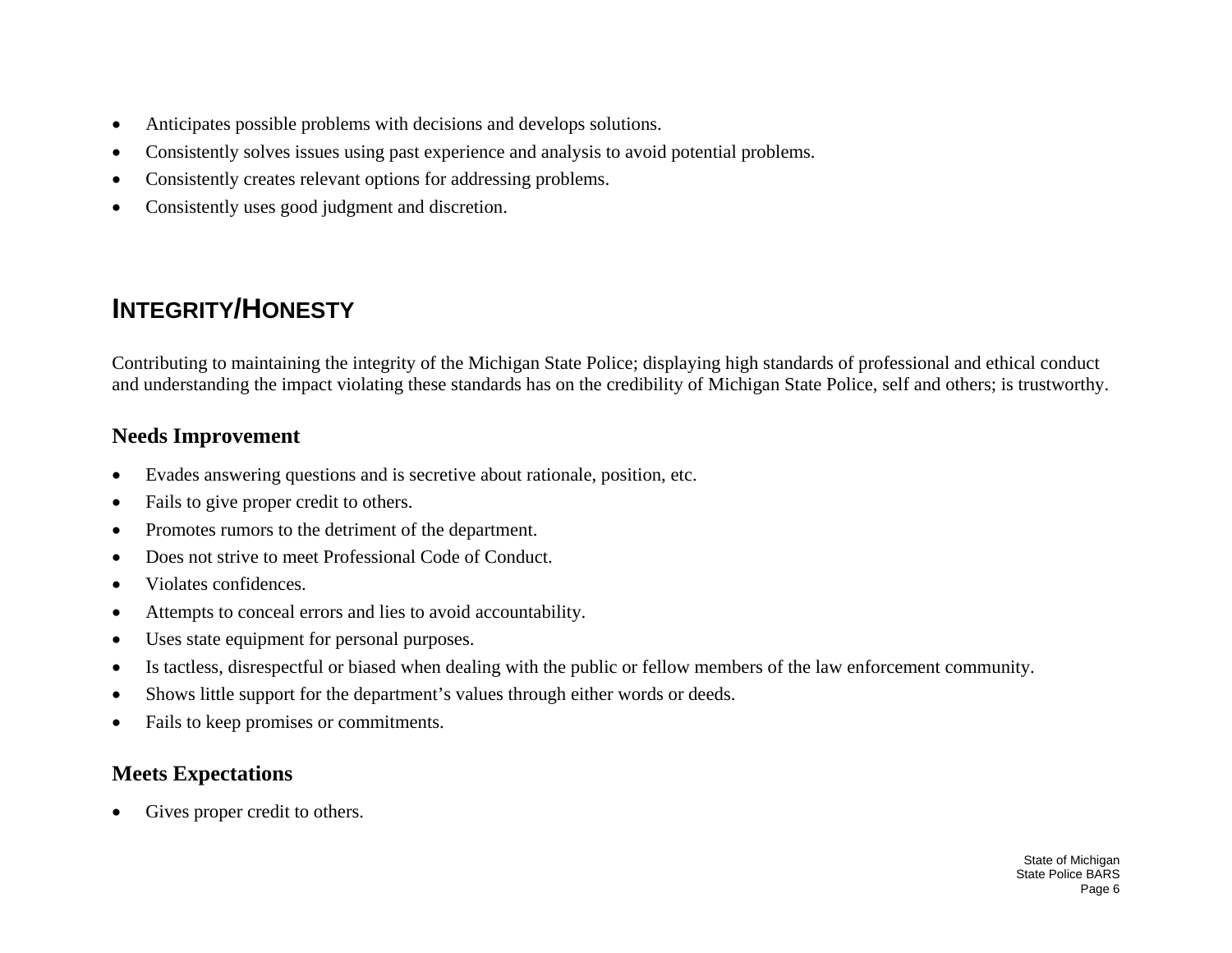- Anticipates possible problems with decisions and develops solutions.
- Consistently solves issues using past experience and analysis to avoid potential problems.
- Consistently creates relevant options for addressing problems.
- Consistently uses good judgment and discretion.

## INTEGRITY/HONESTY

Contributing to maintaining the integrity of the Michigan State Police; displaying high standards of professional and ethical conduct and understanding the impact violating these standards has on the credibility of Michigan State Police, self and others; is trustworthy.

### Needs Improvement

- Evades answering questions and is secretive about rationale, position, etc.
- Fails to give proper credit to others.
- Promotes rumors to the detriment of the department.
- Does not strive to meet Professional Code of Conduct.
- Violates confidences.
- Attempts to conceal errors and lies to avoid accountability.
- Uses state equipment for personal purposes.
- Is tactless, disrespectful or biased when dealing with the public or fellow members of the law enforcement community.
- Shows little support for the department's values through either words or deeds.
- Fails to keep promises or commitments.

### Meets Expectations

- Gives proper credit to others.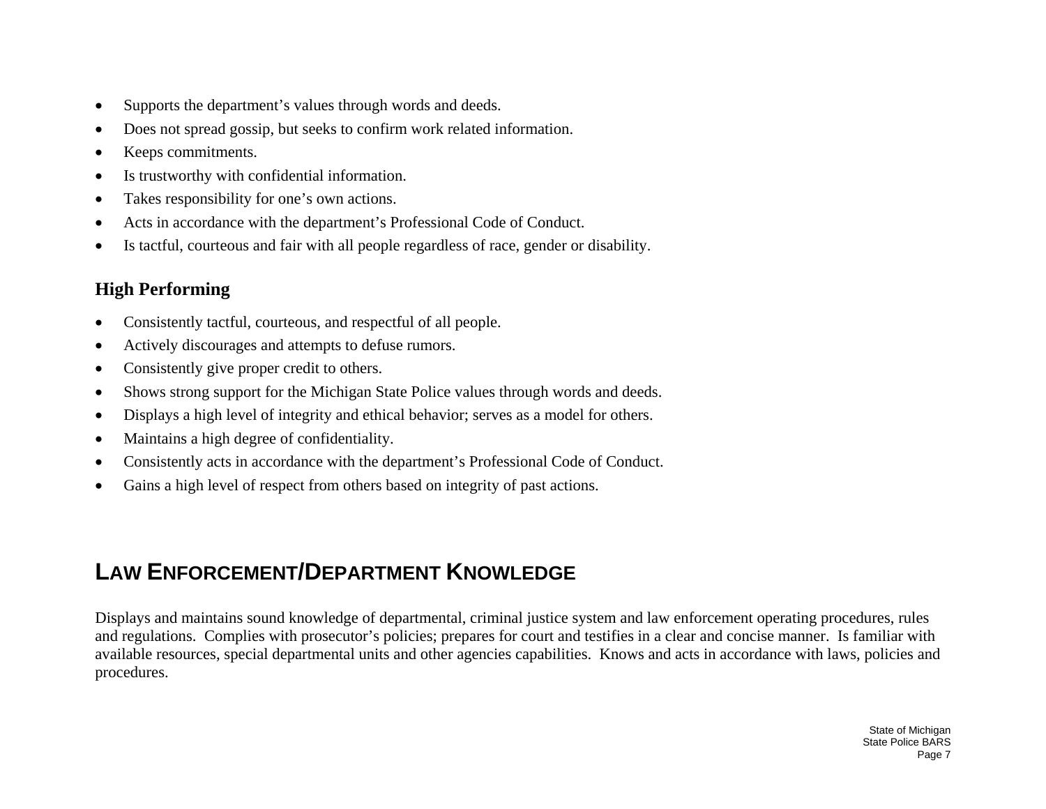- Supports the department's values through words and deeds.
- Does not spread gossip, but seeks to confirm work related information.
- Keeps commitments.
- Is trustworthy with confidential information.
- Takes responsibility for one's own actions.
- Acts in accordance with the department's Professional Code of Conduct.
- Is tactful, courteous and fair with all people regardless of race, gender or disability.

### High Performing

- Consistently tactful, courteous, and respectful of all people.
- Actively discourages and attempts to defuse rumors.
- Consistently give proper credit to others.
- Shows strong support for the Michigan State Police values through words and deeds.
- Displays a high level of integrity and ethical behavior; serves as a model for others.
- Maintains a high degree of confidentiality.
- Consistently acts in accordance with the department's Professional Code of Conduct.
- Gains a high level of respect from others based on integrity of past actions.

## LAW ENFORCEMENT/DEPARTMENT KNOWLEDGE

Displays and maintains sound knowledge of departmental, criminal justice system and law enforcement operating procedures, rules and regulations. Complies with prosecutor's policies; prepares for court and testifies in a clear and concise manner. Is familiar with available resources, special departmental units and other agencies capabilities. Knows and acts in accordance with laws, policies and procedures.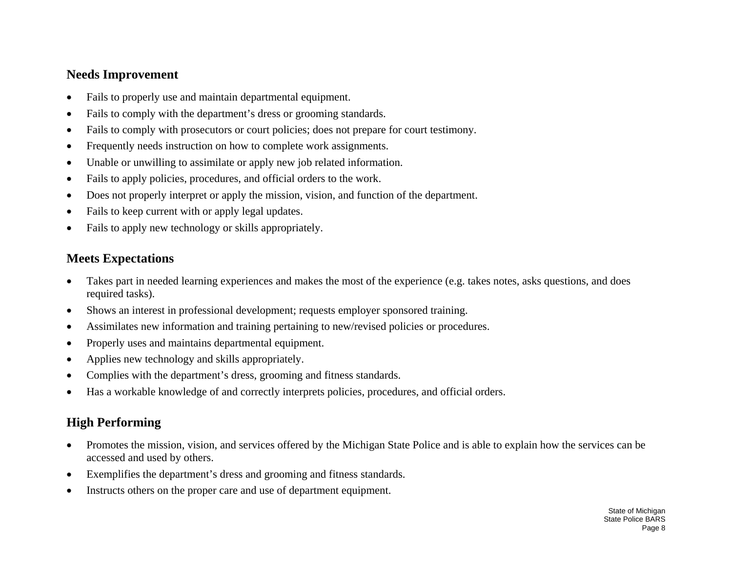## Needs Improvement

- Fails to properly use and maintain departmental equipment.
- Fails to comply with the department's dress or grooming standards.
- Fails to comply with prosecutors or court policies; does not prepare for court testimony.
- Frequently needs instruction on how to complete work assignments.
- Unable or unwilling to assimilate or apply new job related information.
- Fails to apply policies, procedures, and official orders to the work.
- Does not properly interpret or apply the mission, vision, and function of the department.
- Fails to keep current with or apply legal updates.
- Fails to apply new technology or skills appropriately.

## Meets Expectations

- Takes part in needed learning experiences and makes the most of the experience (e.g. takes notes, asks questions, and does required tasks).
- Shows an interest in professional development; requests employer sponsored training.
- Assimilates new information and training pertaining to new/revised policies or procedures.
- Properly uses and maintains departmental equipment.
- Applies new technology and skills appropriately.
- Complies with the department's dress, grooming and fitness standards.
- Has a workable knowledge of and correctly interprets policies, procedures, and official orders.

## High Performing

- Promotes the mission, vision, and services offered by the Michigan State Police and is able to explain how the services can be accessed and used by others.
- Exemplifies the department's dress and grooming and fitness standards.
- Instructs others on the proper care and use of department equipment.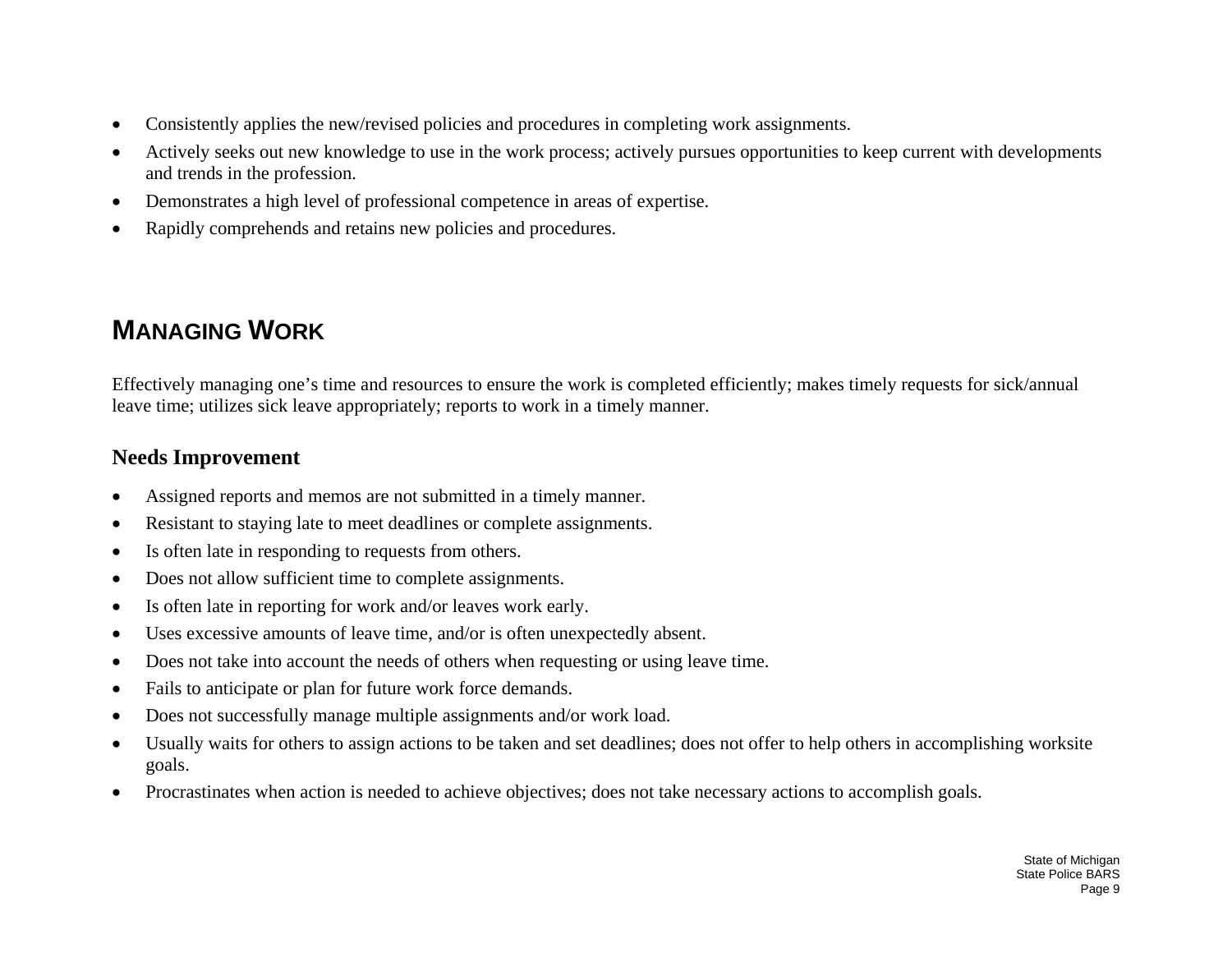- Consistently applies the new/revised policies and procedures in completing work assignments.
- Actively seeks out new knowledge to use in the work process; actively pursues opportunities to keep current with developments and trends in the profession.
- Demonstrates a high level of professional competence in areas of expertise.
- Rapidly comprehends and retains new policies and procedures.

## MANAGING WORK

Effectively managing one's time and resources to ensure the work is completed efficiently; makes timely requests for sick/annual leave time; utilizes sick leave appropriately; reports to work in a timely manner.

### Needs Improvement

- Assigned reports and memos are not submitted in a timely manner.
- Resistant to staying late to meet deadlines or complete assignments.
- Is often late in responding to requests from others.
- Does not allow sufficient time to complete assignments.
- Is often late in reporting for work and/or leaves work early.
- Uses excessive amounts of leave time, and/or is often unexpectedly absent.
- Does not take into account the needs of others when requesting or using leave time.
- Fails to anticipate or plan for future work force demands.
- Does not successfully manage multiple assignments and/or work load.
- Usually waits for others to assign actions to be taken and set deadlines; does not offer to help others in accomplishing worksite goals.
- Procrastinates when action is needed to achieve objectives; does not take necessary actions to accomplish goals.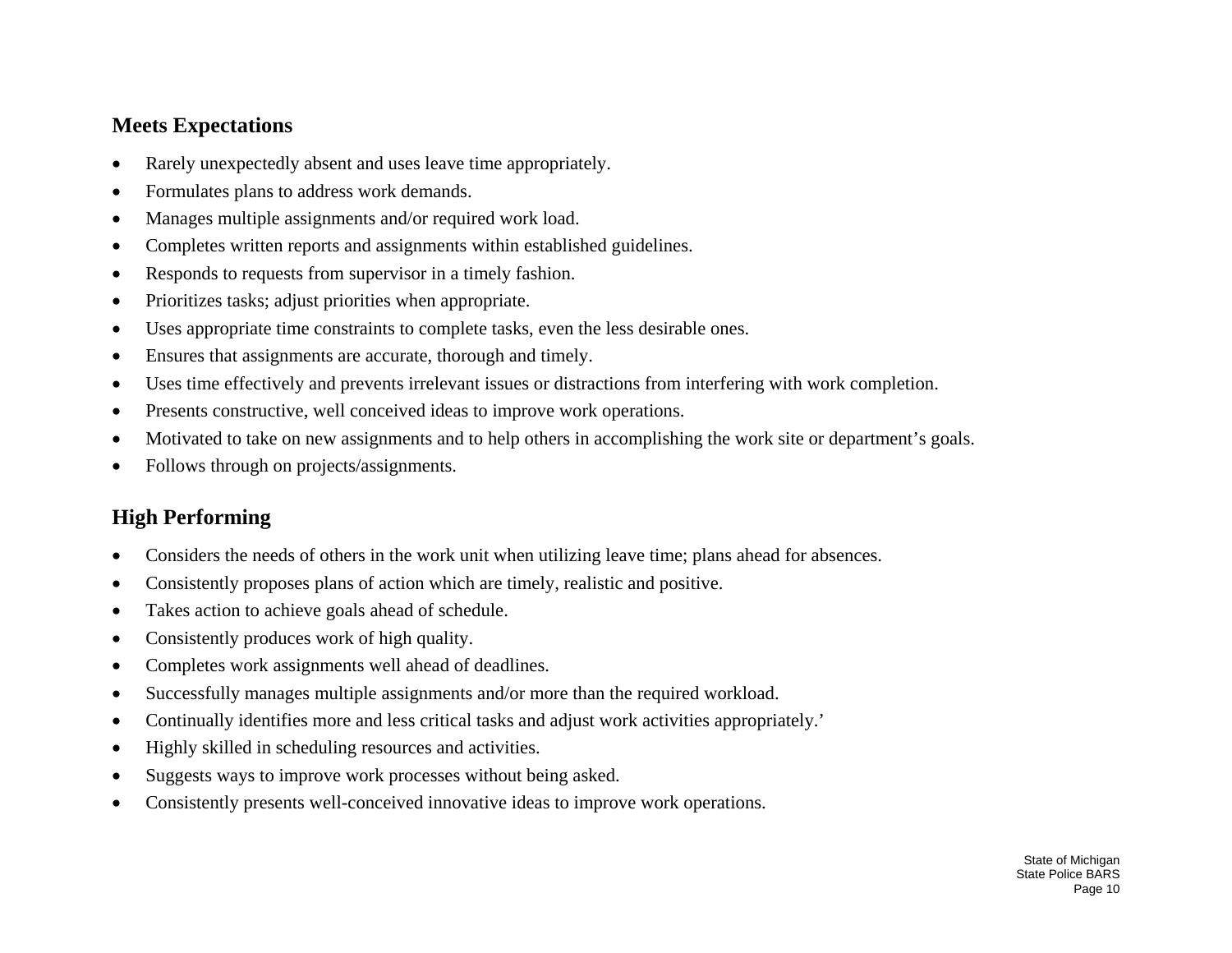## Meets Expectations

- Rarely unexpectedly absent and uses leave time appropriately.
- Formulates plans to address work demands.
- Manages multiple assignments and/or required work load.
- Completes written reports and assignments within established guidelines.
- Responds to requests from supervisor in a timely fashion.
- Prioritizes tasks; adjust priorities when appropriate.
- Uses appropriate time constraints to complete tasks, even the less desirable ones.
- Ensures that assignments are accurate, thorough and timely.
- Uses time effectively and prevents irrelevant issues or distractions from interfering with work completion.
- Presents constructive, well conceived ideas to improve work operations.
- Motivated to take on new assignments and to help others in accomplishing the work site or department's goals.
- Follows through on projects/assignments.

## High Performing

- Considers the needs of others in the work unit when utilizing leave time; plans ahead for absences.
- Consistently proposes plans of action which are timely, realistic and positive.
- Takes action to achieve goals ahead of schedule.
- Consistently produces work of high quality.
- Completes work assignments well ahead of deadlines.
- Successfully manages multiple assignments and/or more than the required workload.
- Continually identifies more and less critical tasks and adjust work activities appropriately.'
- Highly skilled in scheduling resources and activities.
- Suggests ways to improve work processes without being asked.
- Consistently presents well-conceived innovative ideas to improve work operations.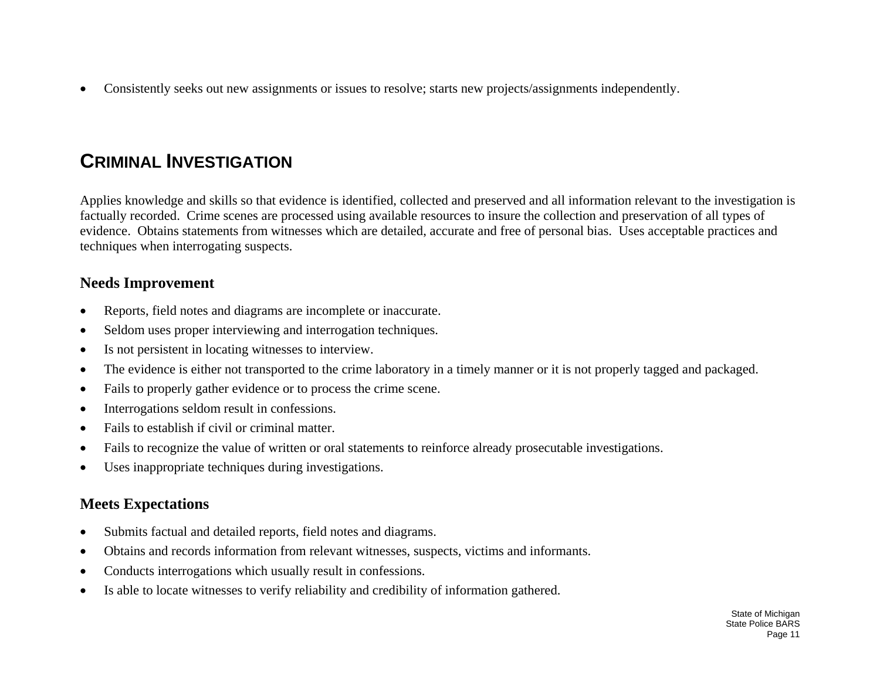- Consistently seeks out new assignments or issues to resolve; starts new projects/assignments independently.

## CRIMINAL INVESTIGATION

Applies knowledge and skills so that evidence is identified, collected and preserved and all information relevant to the investigation is factually recorded. Crime scenes are processed using available resources to insure the collection and preservation of all types of evidence. Obtains statements from witnesses which are detailed, accurate and free of personal bias. Uses acceptable practices and techniques when interrogating suspects.

### Needs Improvement

- Reports, field notes and diagrams are incomplete or inaccurate.
- Seldom uses proper interviewing and interrogation techniques.
- Is not persistent in locating witnesses to interview.
- The evidence is either not transported to the crime laboratory in a timely manner or it is not properly tagged and packaged.
- Fails to properly gather evidence or to process the crime scene.
- Interrogations seldom result in confessions.
- Fails to establish if civil or criminal matter.
- Fails to recognize the value of written or oral statements to reinforce already prosecutable investigations.
- Uses inappropriate techniques during investigations.

### Meets Expectations

- Submits factual and detailed reports, field notes and diagrams.
- Obtains and records information from relevant witnesses, suspects, victims and informants.
- Conducts interrogations which usually result in confessions.
- Is able to locate witnesses to verify reliability and credibility of information gathered.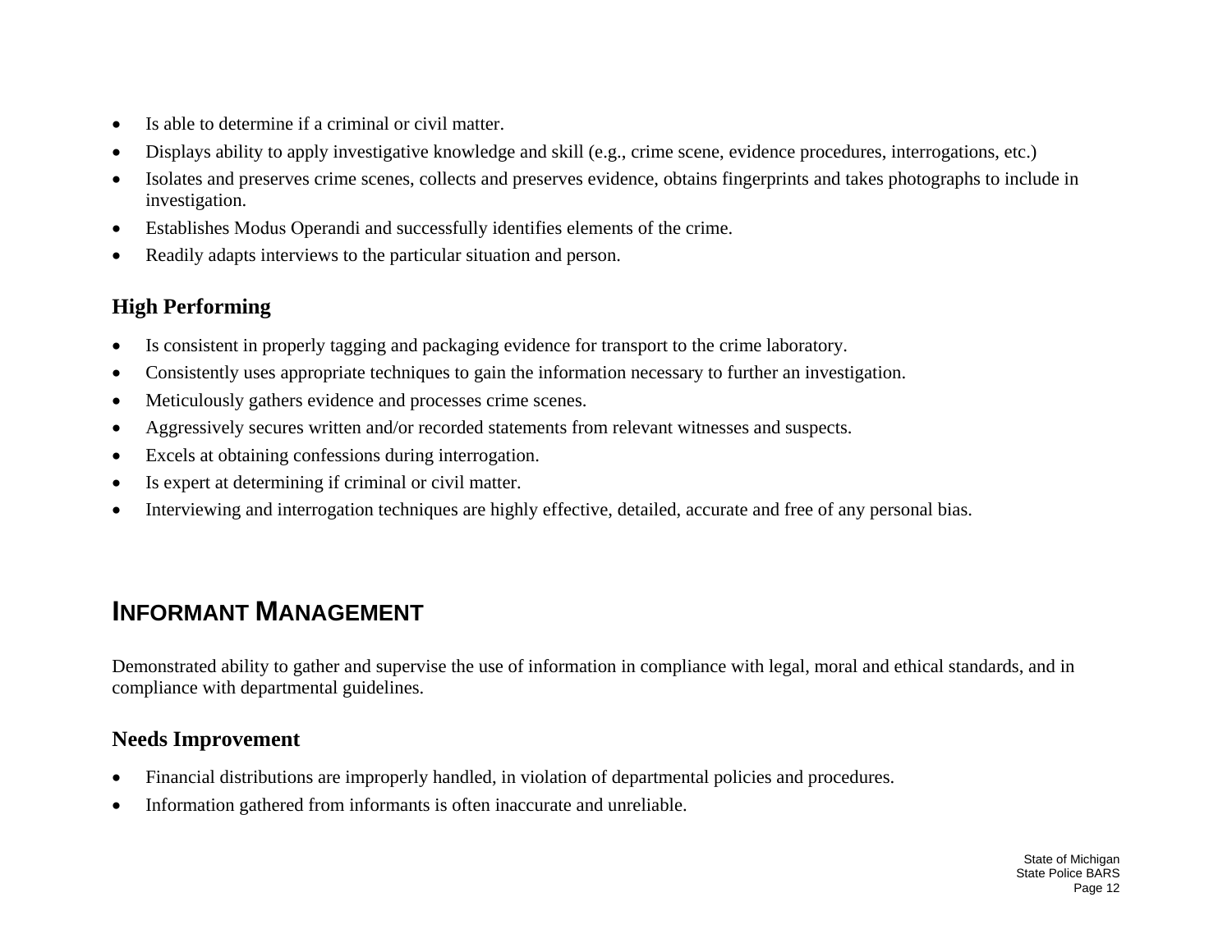- Is able to determine if a criminal or civil matter.
- Displays ability to apply investigative knowledge and skill (e.g., crime scene, evidence procedures, interrogations, etc.)
- Isolates and preserves crime scenes, collects and preserves evidence, obtains fingerprints and takes photographs to include in investigation.
- Establishes Modus Operandi and successfully identifies elements of the crime.
- Readily adapts interviews to the particular situation and person.

### High Performing

- Is consistent in properly tagging and packaging evidence for transport to the crime laboratory.
- Consistently uses appropriate techniques to gain the information necessary to further an investigation.
- Meticulously gathers evidence and processes crime scenes.
- Aggressively secures written and/or recorded statements from relevant witnesses and suspects.
- Excels at obtaining confessions during interrogation.
- Is expert at determining if criminal or civil matter.
- Interviewing and interrogation techniques are highly effective, detailed, accurate and free of any personal bias.

## INFORMANT MANAGEMENT

Demonstrated ability to gather and supervise the use of information in compliance with legal, moral and ethical standards, and in compliance with departmental guidelines.

### Needs Improvement

- Financial distributions are improperly handled, in violation of departmental policies and procedures.
- Information gathered from informants is often inaccurate and unreliable.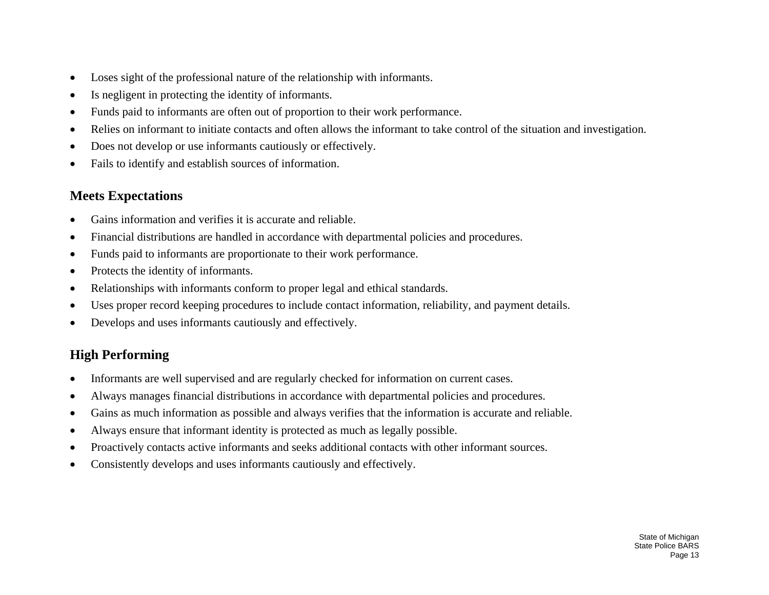- Loses sight of the professional nature of the relationship with informants.
- Is negligent in protecting the identity of informants.
- Funds paid to informants are often out of proportion to their work performance.
- Relies on informant to initiate contacts and often allows the informant to take control of the situation and investigation.
- Does not develop or use informants cautiously or effectively.
- Fails to identify and establish sources of information.

## Meets Expectations

- Gains information and verifies it is accurate and reliable.
- Financial distributions are handled in accordance with departmental policies and procedures.
- Funds paid to informants are proportionate to their work performance.
- Protects the identity of informants.
- Relationships with informants conform to proper legal and ethical standards.
- Uses proper record keeping procedures to include contact information, reliability, and payment details.
- Develops and uses informants cautiously and effectively.

## High Performing

- Informants are well supervised and are regularly checked for information on current cases.
- Always manages financial distributions in accordance with departmental policies and procedures.
- Gains as much information as possible and always verifies that the information is accurate and reliable.
- Always ensure that informant identity is protected as much as legally possible.
- Proactively contacts active informants and seeks additional contacts with other informant sources.
- Consistently develops and uses informants cautiously and effectively.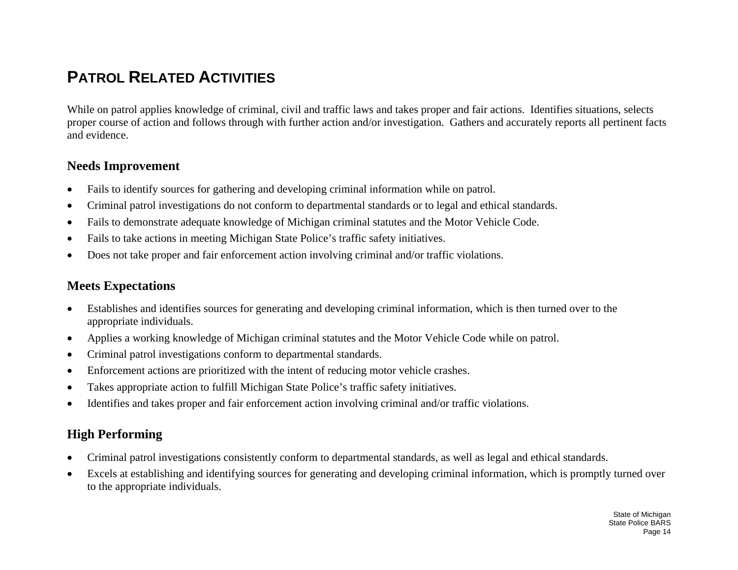# PATROL RELATED ACTIVITIES

While on patrol applies knowledge of criminal, civil and traffic laws and takes proper and fair actions. Identifies situations, selects proper course of action and follows through with further action and/or investigation. Gathers and accurately reports all pertinent facts and evidence.

## Needs Improvement

- Fails to identify sources for gathering and developing criminal information while on patrol.
- Criminal patrol investigations do not conform to departmental standards or to legal and ethical standards.
- Fails to demonstrate adequate knowledge of Michigan criminal statutes and the Motor Vehicle Code.
- Fails to take actions in meeting Michigan State Police's traffic safety initiatives.
- Does not take proper and fair enforcement action involving criminal and/or traffic violations.

## Meets Expectations

- Establishes and identifies sources for generating and developing criminal information, which is then turned over to the appropriate individuals.
- Applies a working knowledge of Michigan criminal statutes and the Motor Vehicle Code while on patrol.
- Criminal patrol investigations conform to departmental standards.
- Enforcement actions are prioritized with the intent of reducing motor vehicle crashes.
- Takes appropriate action to fulfill Michigan State Police's traffic safety initiatives.
- Identifies and takes proper and fair enforcement action involving criminal and/or traffic violations.

## High Performing

- Criminal patrol investigations consistently conform to departmental standards, as well as legal and ethical standards.
- Excels at establishing and identifying sources for generating and developing criminal information, which is promptly turned over to the appropriate individuals.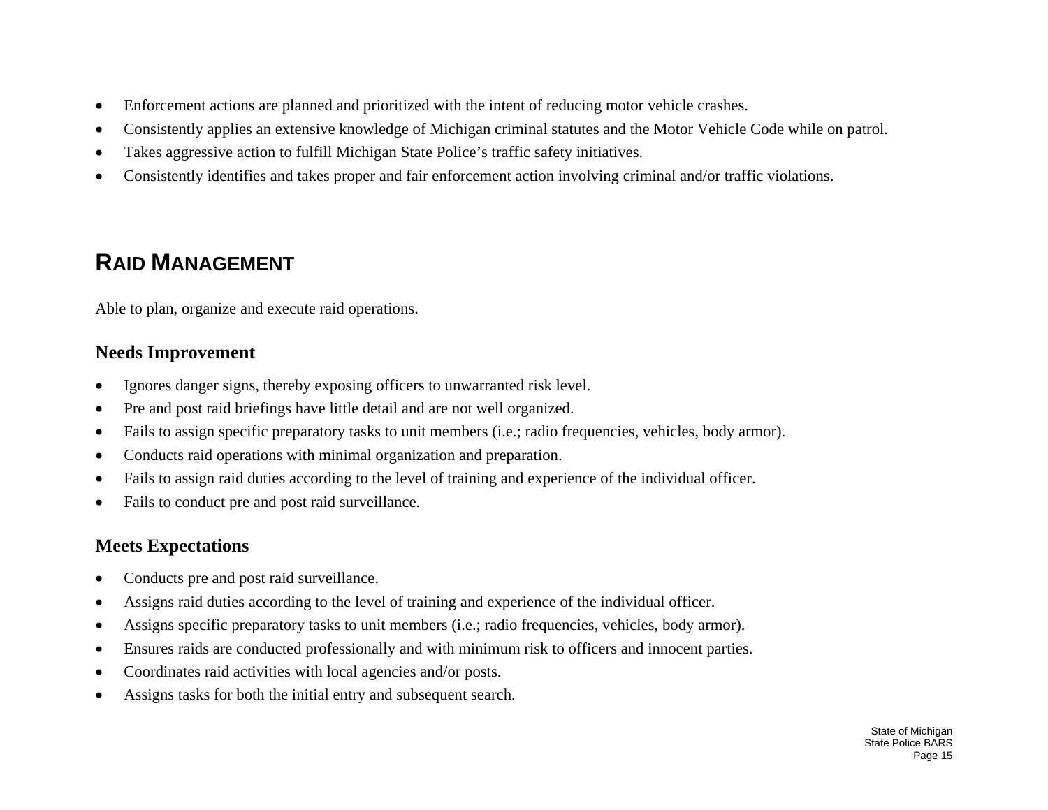- Enforcement actions are planned and prioritized with the intent of reducing motor vehicle crashes.
- Consistently applies an extensive knowledge of Michigan criminal statutes and the Motor Vehicle Code while on patrol.
- Takes aggressive action to fulfill Michigan State Police's traffic safety initiatives.
- Consistently identifies and takes proper and fair enforcement action involving criminal and/or traffic violations.

## RAID MANAGEMENT

Able to plan, organize and execute raid operations.

### Needs Improvement

- Ignores danger signs, thereby exposing officers to unwarranted risk level.
- Pre and post raid briefings have little detail and are not well organized.
- Fails to assign specific preparatory tasks to unit members (i.e.; radio frequencies, vehicles, body armor).
- Conducts raid operations with minimal organization and preparation.
- Fails to assign raid duties according to the level of training and experience of the individual officer.
- Fails to conduct pre and post raid surveillance.

### Meets Expectations

- Conducts pre and post raid surveillance.
- Assigns raid duties according to the level of training and experience of the individual officer.
- Assigns specific preparatory tasks to unit members (i.e.; radio frequencies, vehicles, body armor).
- Ensures raids are conducted professionally and with minimum risk to officers and innocent parties.
- Coordinates raid activities with local agencies and/or posts.
- Assigns tasks for both the initial entry and subsequent search.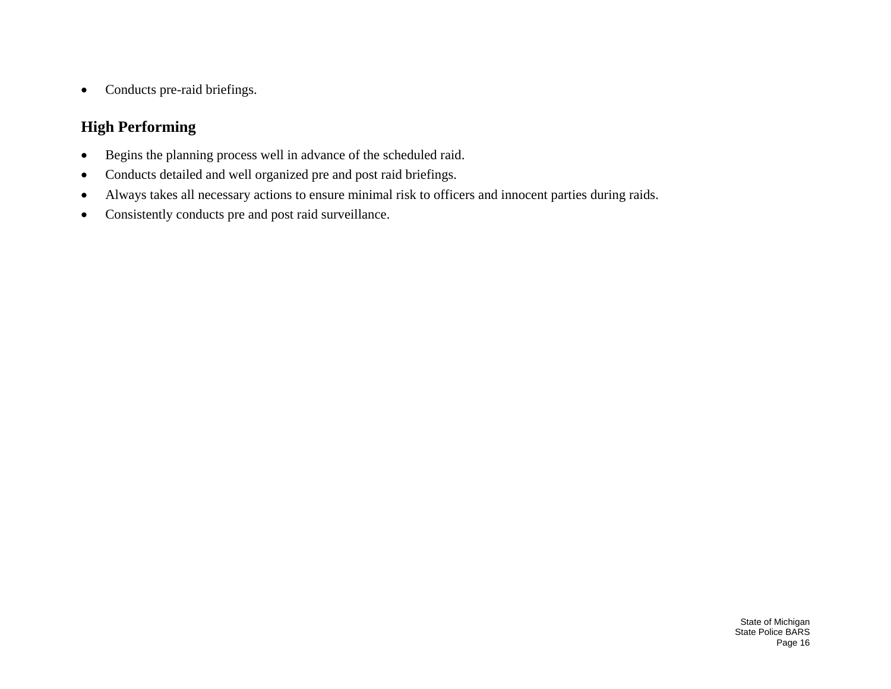- Conducts pre-raid briefings.

## High Performing

- Begins the planning process well in advance of the scheduled raid.
- Conducts detailed and well organized pre and post raid briefings.
- Always takes all necessary actions to ensure minimal risk to officers and innocent parties during raids.
- Consistently conducts pre and post raid surveillance.